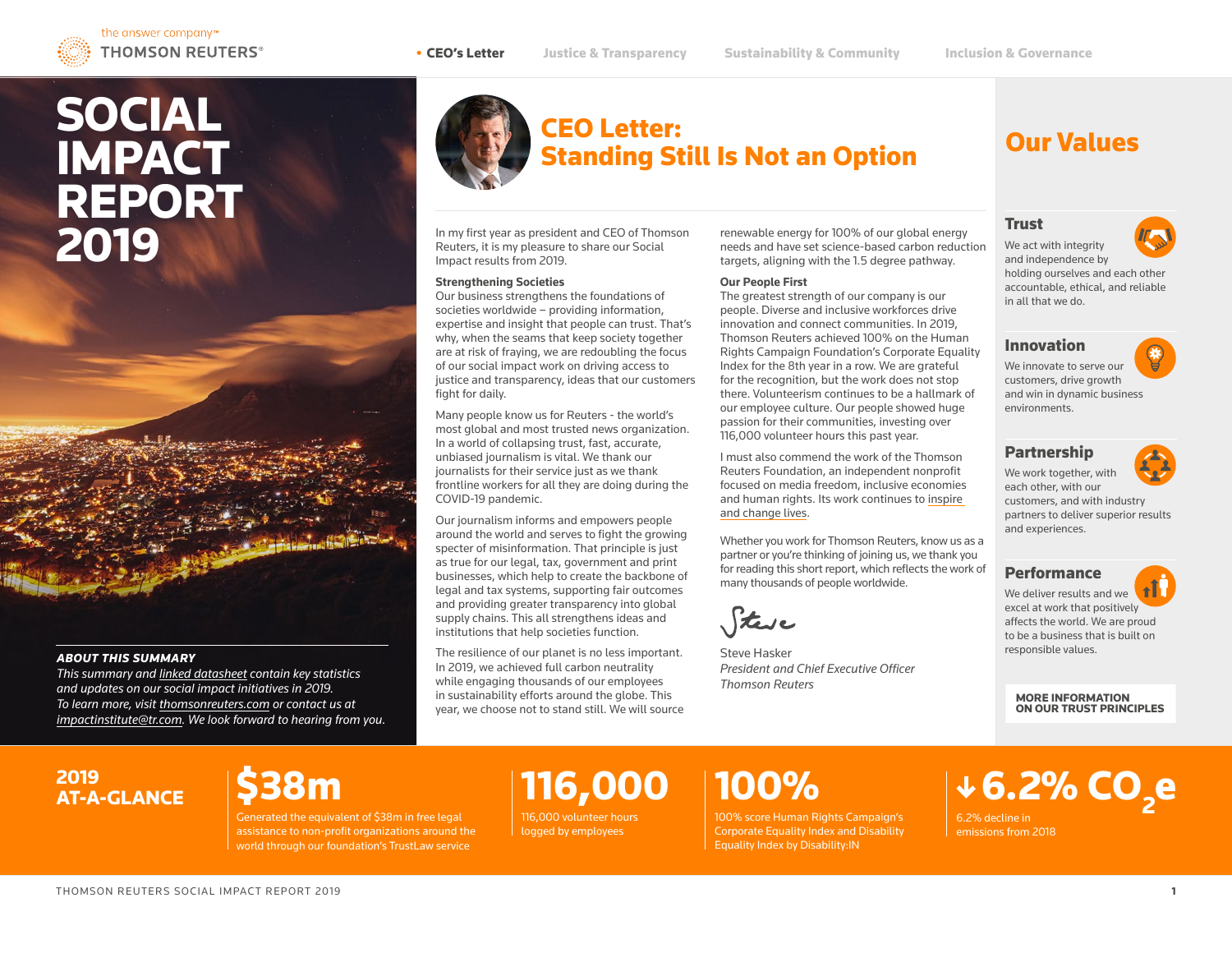the answer company™
THOMSON REUTERS®

• CEO's Letter | Justice & Transparency | Sustainability & Community | Inclusion & Governance

# SOCIAL IMPACT REPORT 2019

***ABOUT THIS SUMMARY***

*This summary and linked datasheet contain key statistics and updates on our social impact initiatives in 2019. To learn more, visit thomsonreuters.com or contact us at impactinstitute@tr.com. We look forward to hearing from you.*

## CEO Letter: Standing Still Is Not an Option

In my first year as president and CEO of Thomson Reuters, it is my pleasure to share our Social Impact results from 2019.

**Strengthening Societies**
Our business strengthens the foundations of societies worldwide – providing information, expertise and insight that people can trust. That's why, when the seams that keep society together are at risk of fraying, we are redoubling the focus of our social impact work on driving access to justice and transparency, ideas that our customers fight for daily.

Many people know us for Reuters - the world's most global and most trusted news organization. In a world of collapsing trust, fast, accurate, unbiased journalism is vital. We thank our journalists for their service just as we thank frontline workers for all they are doing during the COVID-19 pandemic.

Our journalism informs and empowers people around the world and serves to fight the growing specter of misinformation. That principle is just as true for our legal, tax, government and print businesses, which help to create the backbone of legal and tax systems, supporting fair outcomes and providing greater transparency into global supply chains. This all strengthens ideas and institutions that help societies function.

The resilience of our planet is no less important. In 2019, we achieved full carbon neutrality while engaging thousands of our employees in sustainability efforts around the globe. This year, we choose not to stand still. We will source renewable energy for 100% of our global energy needs and have set science-based carbon reduction targets, aligning with the 1.5 degree pathway.

**Our People First**
The greatest strength of our company is our people. Diverse and inclusive workforces drive innovation and connect communities. In 2019, Thomson Reuters achieved 100% on the Human Rights Campaign Foundation's Corporate Equality Index for the 8th year in a row. We are grateful for the recognition, but the work does not stop there. Volunteerism continues to be a hallmark of our employee culture. Our people showed huge passion for their communities, investing over 116,000 volunteer hours this past year.

I must also commend the work of the Thomson Reuters Foundation, an independent nonprofit focused on media freedom, inclusive economies and human rights. Its work continues to inspire and change lives.

Whether you work for Thomson Reuters, know us as a partner or you're thinking of joining us, we thank you for reading this short report, which reflects the work of many thousands of people worldwide.

Steve

Steve Hasker
*President and Chief Executive Officer*
*Thomson Reuters*

## Our Values

### Trust
We act with integrity and independence by holding ourselves and each other accountable, ethical, and reliable in all that we do.

### Innovation
We innovate to serve our customers, drive growth and win in dynamic business environments.

### Partnership
We work together, with each other, with our customers, and with industry partners to deliver superior results and experiences.

### Performance
We deliver results and we excel at work that positively affects the world. We are proud to be a business that is built on responsible values.

**MORE INFORMATION ON OUR TRUST PRINCIPLES**

## 2019 AT-A-GLANCE

**$38m**
Generated the equivalent of $38m in free legal assistance to non-profit organizations around the world through our foundation's TrustLaw service

**116,000**
116,000 volunteer hours logged by employees

**100%**
100% score Human Rights Campaign's Corporate Equality Index and Disability Equality Index by Disability:IN

**↓6.2% $CO_2e$**
6.2% decline in emissions from 2018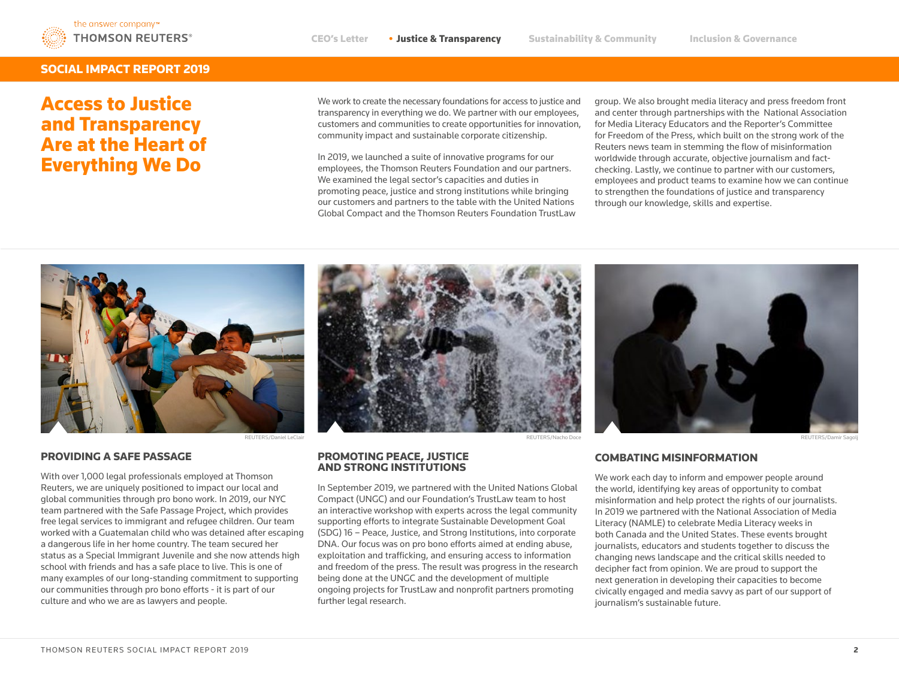# Access to Justice and Transparency Are at the Heart of Everything We Do

We work to create the necessary foundations for access to justice and transparency in everything we do. We partner with our employees, customers and communities to create opportunities for innovation, community impact and sustainable corporate citizenship.

In 2019, we launched a suite of innovative programs for our employees, the Thomson Reuters Foundation and our partners. We examined the legal sector's capacities and duties in promoting peace, justice and strong institutions while bringing our customers and partners to the table with the United Nations Global Compact and the Thomson Reuters Foundation TrustLaw group. We also brought media literacy and press freedom front and center through partnerships with the National Association for Media Literacy Educators and the Reporter's Committee for Freedom of the Press, which built on the strong work of the Reuters news team in stemming the flow of misinformation worldwide through accurate, objective journalism and fact-checking. Lastly, we continue to partner with our customers, employees and product teams to examine how we can continue to strengthen the foundations of justice and transparency through our knowledge, skills and expertise.

REUTERS/Daniel LeClair

## PROVIDING A SAFE PASSAGE

With over 1,000 legal professionals employed at Thomson Reuters, we are uniquely positioned to impact our local and global communities through pro bono work. In 2019, our NYC team partnered with the Safe Passage Project, which provides free legal services to immigrant and refugee children. Our team worked with a Guatemalan child who was detained after escaping a dangerous life in her home country. The team secured her status as a Special Immigrant Juvenile and she now attends high school with friends and has a safe place to live. This is one of many examples of our long-standing commitment to supporting our communities through pro bono efforts - it is part of our culture and who we are as lawyers and people.

REUTERS/Nacho Doce

## PROMOTING PEACE, JUSTICE AND STRONG INSTITUTIONS

In September 2019, we partnered with the United Nations Global Compact (UNGC) and our Foundation's TrustLaw team to host an interactive workshop with experts across the legal community supporting efforts to integrate Sustainable Development Goal (SDG) 16 – Peace, Justice, and Strong Institutions, into corporate DNA. Our focus was on pro bono efforts aimed at ending abuse, exploitation and trafficking, and ensuring access to information and freedom of the press. The result was progress in the research being done at the UNGC and the development of multiple ongoing projects for TrustLaw and nonprofit partners promoting further legal research.

REUTERS/Damir Sagolj

## COMBATING MISINFORMATION

We work each day to inform and empower people around the world, identifying key areas of opportunity to combat misinformation and help protect the rights of our journalists. In 2019 we partnered with the National Association of Media Literacy (NAMLE) to celebrate Media Literacy weeks in both Canada and the United States. These events brought journalists, educators and students together to discuss the changing news landscape and the critical skills needed to decipher fact from opinion. We are proud to support the next generation in developing their capacities to become civically engaged and media savvy as part of our support of journalism's sustainable future.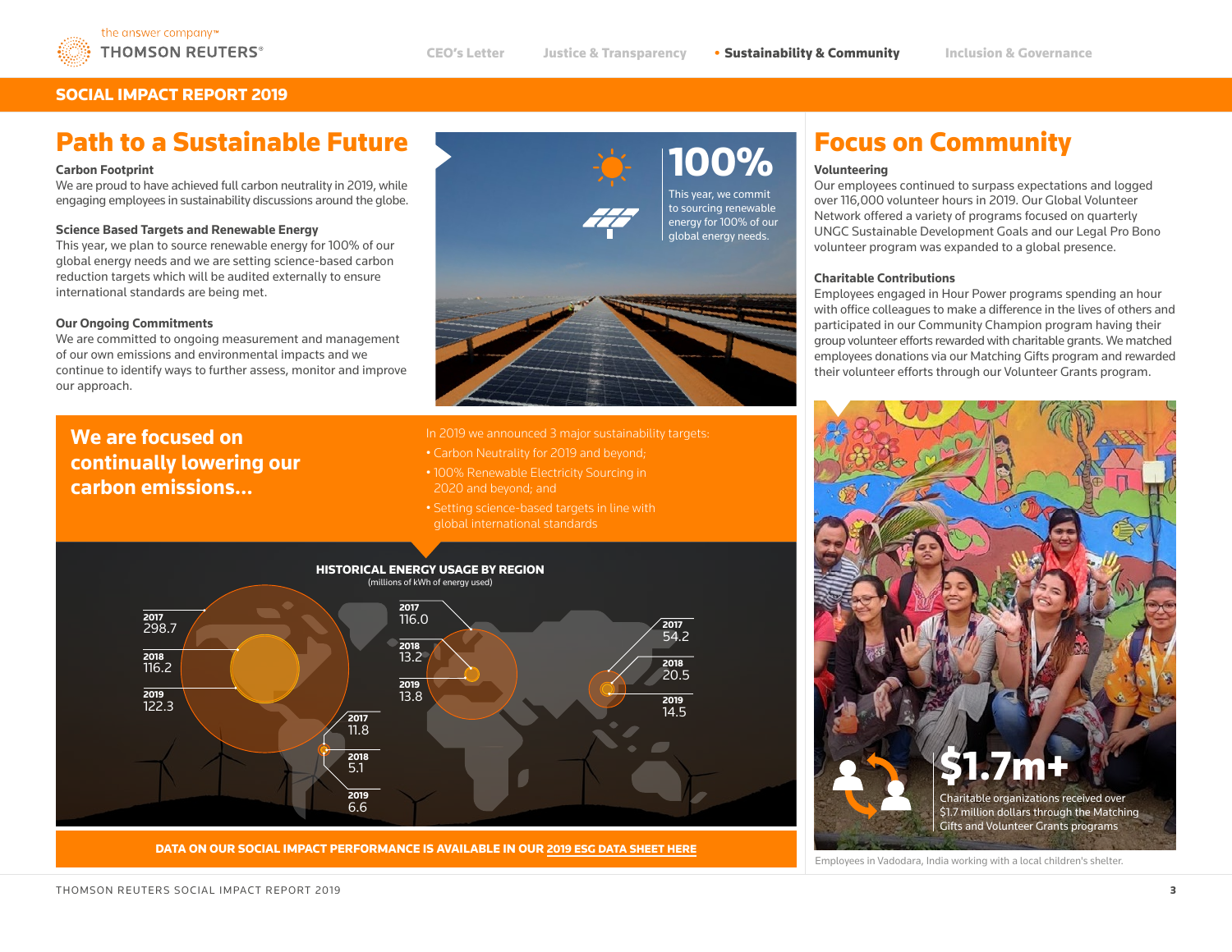# Path to a Sustainable Future

**Carbon Footprint**
We are proud to have achieved full carbon neutrality in 2019, while engaging employees in sustainability discussions around the globe.

**Science Based Targets and Renewable Energy**
This year, we plan to source renewable energy for 100% of our global energy needs and we are setting science-based carbon reduction targets which will be audited externally to ensure international standards are being met.

**Our Ongoing Commitments**
We are committed to ongoing measurement and management of our own emissions and environmental impacts and we continue to identify ways to further assess, monitor and improve our approach.

**100%**
This year, we commit to sourcing renewable energy for 100% of our global energy needs.

## We are focused on continually lowering our carbon emissions...

In 2019 we announced 3 major sustainability targets:

- Carbon Neutrality for 2019 and beyond;
- 100% Renewable Electricity Sourcing in 2020 and beyond; and
- Setting science-based targets in line with global international standards

**HISTORICAL ENERGY USAGE BY REGION**
(millions of kWh of energy used)

| Year | Region 1 | Region 2 | Region 3 | Region 4 |
|---|---|---|---|---|
| 2017 | 298.7 | 11.8 | 116.0 | 54.2 |
| 2018 | 116.2 | 5.1 | 13.2 | 20.5 |
| 2019 | 122.3 | 6.6 | 13.8 | 14.5 |

**DATA ON OUR SOCIAL IMPACT PERFORMANCE IS AVAILABLE IN OUR 2019 ESG DATA SHEET HERE**

# Focus on Community

**Volunteering**
Our employees continued to surpass expectations and logged over 116,000 volunteer hours in 2019. Our Global Volunteer Network offered a variety of programs focused on quarterly UNGC Sustainable Development Goals and our Legal Pro Bono volunteer program was expanded to a global presence.

**Charitable Contributions**
Employees engaged in Hour Power programs spending an hour with office colleagues to make a difference in the lives of others and participated in our Community Champion program having their group volunteer efforts rewarded with charitable grants. We matched employees donations via our Matching Gifts program and rewarded their volunteer efforts through our Volunteer Grants program.

**$1.7m+**
Charitable organizations received over $1.7 million dollars through the Matching Gifts and Volunteer Grants programs

Employees in Vadodara, India working with a local children's shelter.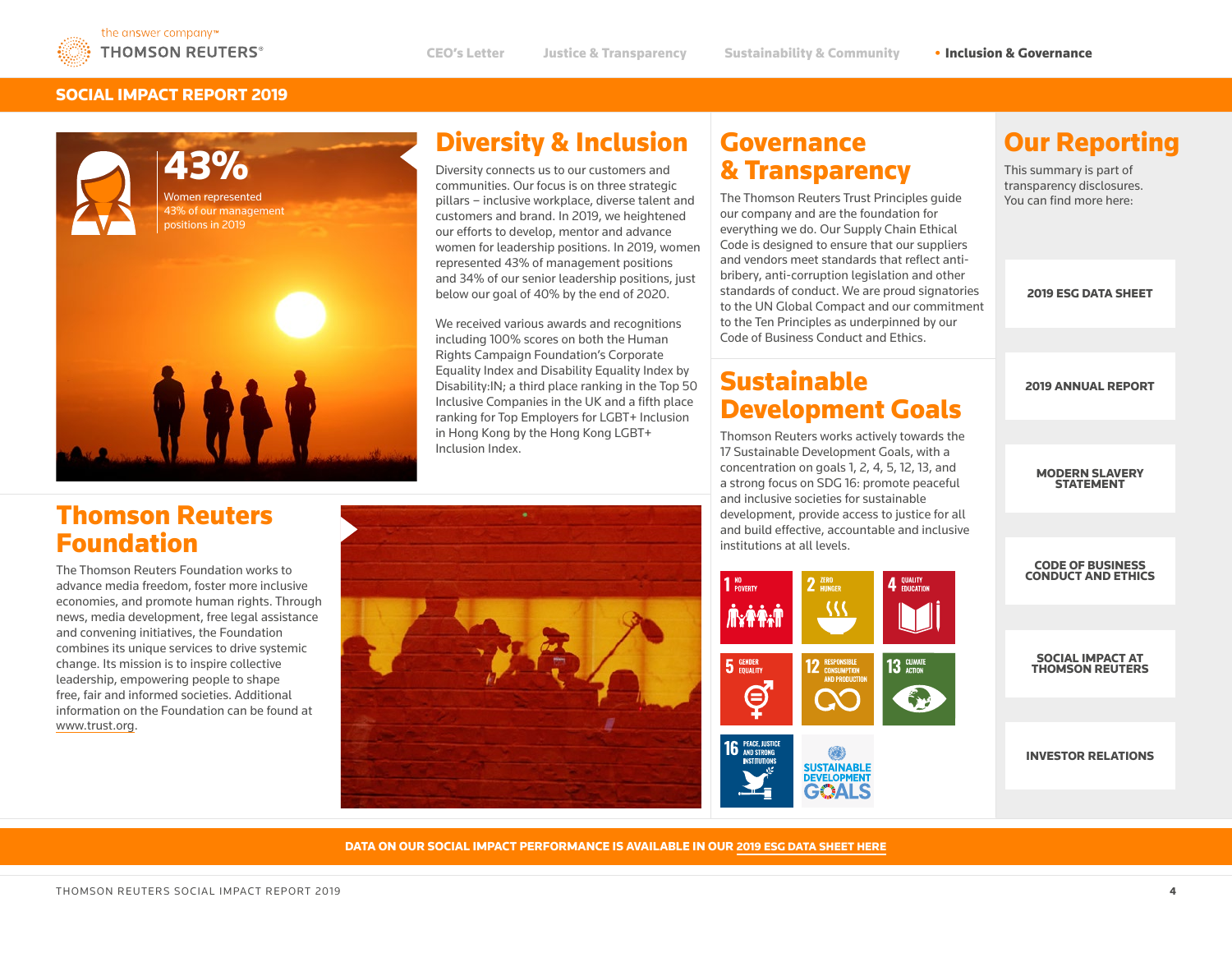SOCIAL IMPACT REPORT 2019

43%

Women represented 43% of our management positions in 2019

## Diversity & Inclusion

Diversity connects us to our customers and communities. Our focus is on three strategic pillars – inclusive workplace, diverse talent and customers and brand. In 2019, we heightened our efforts to develop, mentor and advance women for leadership positions. In 2019, women represented 43% of management positions and 34% of our senior leadership positions, just below our goal of 40% by the end of 2020.

We received various awards and recognitions including 100% scores on both the Human Rights Campaign Foundation's Corporate Equality Index and Disability Equality Index by Disability:IN; a third place ranking in the Top 50 Inclusive Companies in the UK and a fifth place ranking for Top Employers for LGBT+ Inclusion in Hong Kong by the Hong Kong LGBT+ Inclusion Index.

## Thomson Reuters Foundation

The Thomson Reuters Foundation works to advance media freedom, foster more inclusive economies, and promote human rights. Through news, media development, free legal assistance and convening initiatives, the Foundation combines its unique services to drive systemic change. Its mission is to inspire collective leadership, empowering people to shape free, fair and informed societies. Additional information on the Foundation can be found at www.trust.org.

## Governance & Transparency

The Thomson Reuters Trust Principles guide our company and are the foundation for everything we do. Our Supply Chain Ethical Code is designed to ensure that our suppliers and vendors meet standards that reflect anti-bribery, anti-corruption legislation and other standards of conduct. We are proud signatories to the UN Global Compact and our commitment to the Ten Principles as underpinned by our Code of Business Conduct and Ethics.

## Sustainable Development Goals

Thomson Reuters works actively towards the 17 Sustainable Development Goals, with a concentration on goals 1, 2, 4, 5, 12, 13, and a strong focus on SDG 16: promote peaceful and inclusive societies for sustainable development, provide access to justice for all and build effective, accountable and inclusive institutions at all levels.

1 NO POVERTY
2 ZERO HUNGER
4 QUALITY EDUCATION
5 GENDER EQUALITY
12 RESPONSIBLE CONSUMPTION AND PRODUCTION
13 CLIMATE ACTION
16 PEACE, JUSTICE AND STRONG INSTITUTIONS
SUSTAINABLE DEVELOPMENT GOALS

## Our Reporting

This summary is part of transparency disclosures. You can find more here:

- 2019 ESG DATA SHEET
- 2019 ANNUAL REPORT
- MODERN SLAVERY STATEMENT
- CODE OF BUSINESS CONDUCT AND ETHICS
- SOCIAL IMPACT AT THOMSON REUTERS
- INVESTOR RELATIONS

**DATA ON OUR SOCIAL IMPACT PERFORMANCE IS AVAILABLE IN OUR 2019 ESG DATA SHEET HERE**